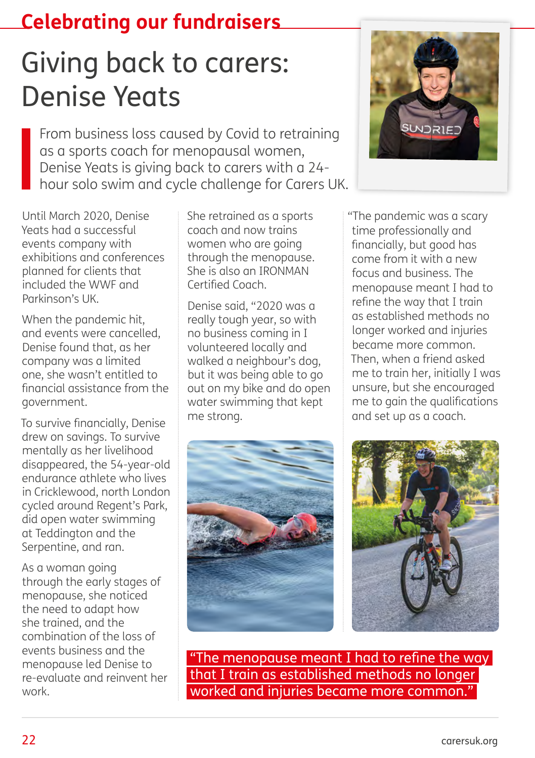## Celebrating our fundraisers

# Giving back to carers: Denise Yeats

From business loss caused by Covid to retraining as a sports coach for menopausal women, Denise Yeats is giving back to carers with a 24-hour solo swim and cycle challenge for Carers UK.

Until March 2020, Denise Yeats had a successful events company with exhibitions and conferences planned for clients that included the WWF and Parkinson's UK.

When the pandemic hit, and events were cancelled, Denise found that, as her company was a limited one, she wasn't entitled to financial assistance from the government.

To survive financially, Denise drew on savings. To survive mentally as her livelihood disappeared, the 54-year-old endurance athlete who lives in Cricklewood, north London cycled around Regent's Park, did open water swimming at Teddington and the Serpentine, and ran.

As a woman going through the early stages of menopause, she noticed the need to adapt how she trained, and the combination of the loss of events business and the menopause led Denise to re-evaluate and reinvent her work.

She retrained as a sports coach and now trains women who are going through the menopause. She is also an IRONMAN Certified Coach.

Denise said, "2020 was a really tough year, so with no business coming in I volunteered locally and walked a neighbour's dog, but it was being able to go out on my bike and do open water swimming that kept me strong.

"The pandemic was a scary time professionally and financially, but good has come from it with a new focus and business. The menopause meant I had to refine the way that I train as established methods no longer worked and injuries became more common. Then, when a friend asked me to train her, initially I was unsure, but she encouraged me to gain the qualifications and set up as a coach.

**"The menopause meant I had to refine the way that I train as established methods no longer worked and injuries became more common."**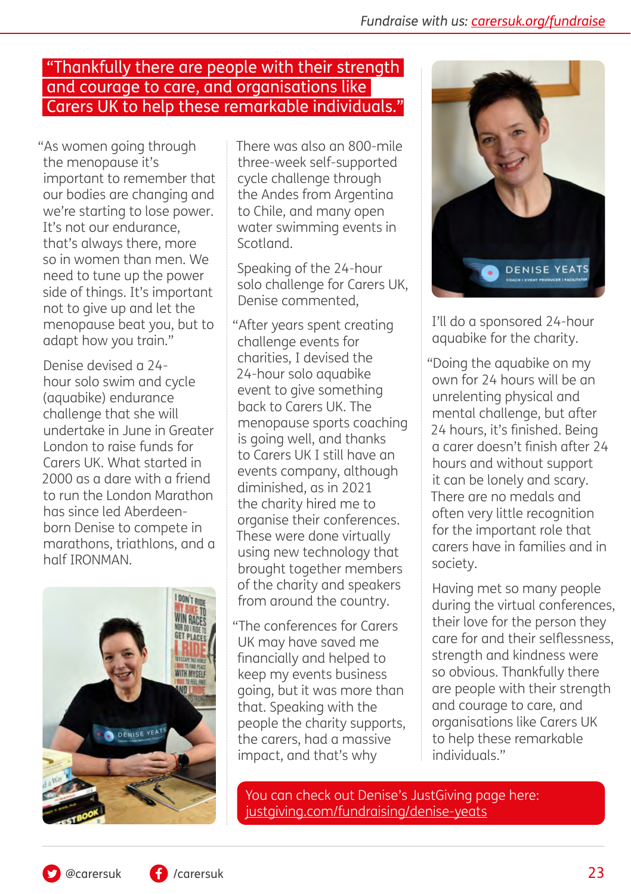**“Thankfully there are people with their strength and courage to care, and organisations like Carers UK to help these remarkable individuals.”**

“As women going through the menopause it’s important to remember that our bodies are changing and we’re starting to lose power. It’s not our endurance, that’s always there, more so in women than men. We need to tune up the power side of things. It’s important not to give up and let the menopause beat you, but to adapt how you train.”

Denise devised a 24-hour solo swim and cycle (aquabike) endurance challenge that she will undertake in June in Greater London to raise funds for Carers UK. What started in 2000 as a dare with a friend to run the London Marathon has since led Aberdeen-born Denise to compete in marathons, triathlons, and a half IRONMAN.

There was also an 800-mile three-week self-supported cycle challenge through the Andes from Argentina to Chile, and many open water swimming events in Scotland.

Speaking of the 24-hour solo challenge for Carers UK, Denise commented,

“After years spent creating challenge events for charities, I devised the 24-hour solo aquabike event to give something back to Carers UK. The menopause sports coaching is going well, and thanks to Carers UK I still have an events company, although diminished, as in 2021 the charity hired me to organise their conferences. These were done virtually using new technology that brought together members of the charity and speakers from around the country.

“The conferences for Carers UK may have saved me financially and helped to keep my events business going, but it was more than that. Speaking with the people the charity supports, the carers, had a massive impact, and that’s why I’ll do a sponsored 24-hour aquabike for the charity.

“Doing the aquabike on my own for 24 hours will be an unrelenting physical and mental challenge, but after 24 hours, it’s finished. Being a carer doesn’t finish after 24 hours and without support it can be lonely and scary. There are no medals and often very little recognition for the important role that carers have in families and in society.

Having met so many people during the virtual conferences, their love for the person they care for and their selflessness, strength and kindness were so obvious. Thankfully there are people with their strength and courage to care, and organisations like Carers UK to help these remarkable individuals.”

You can check out Denise’s JustGiving page here: justgiving.com/fundraising/denise-yeats